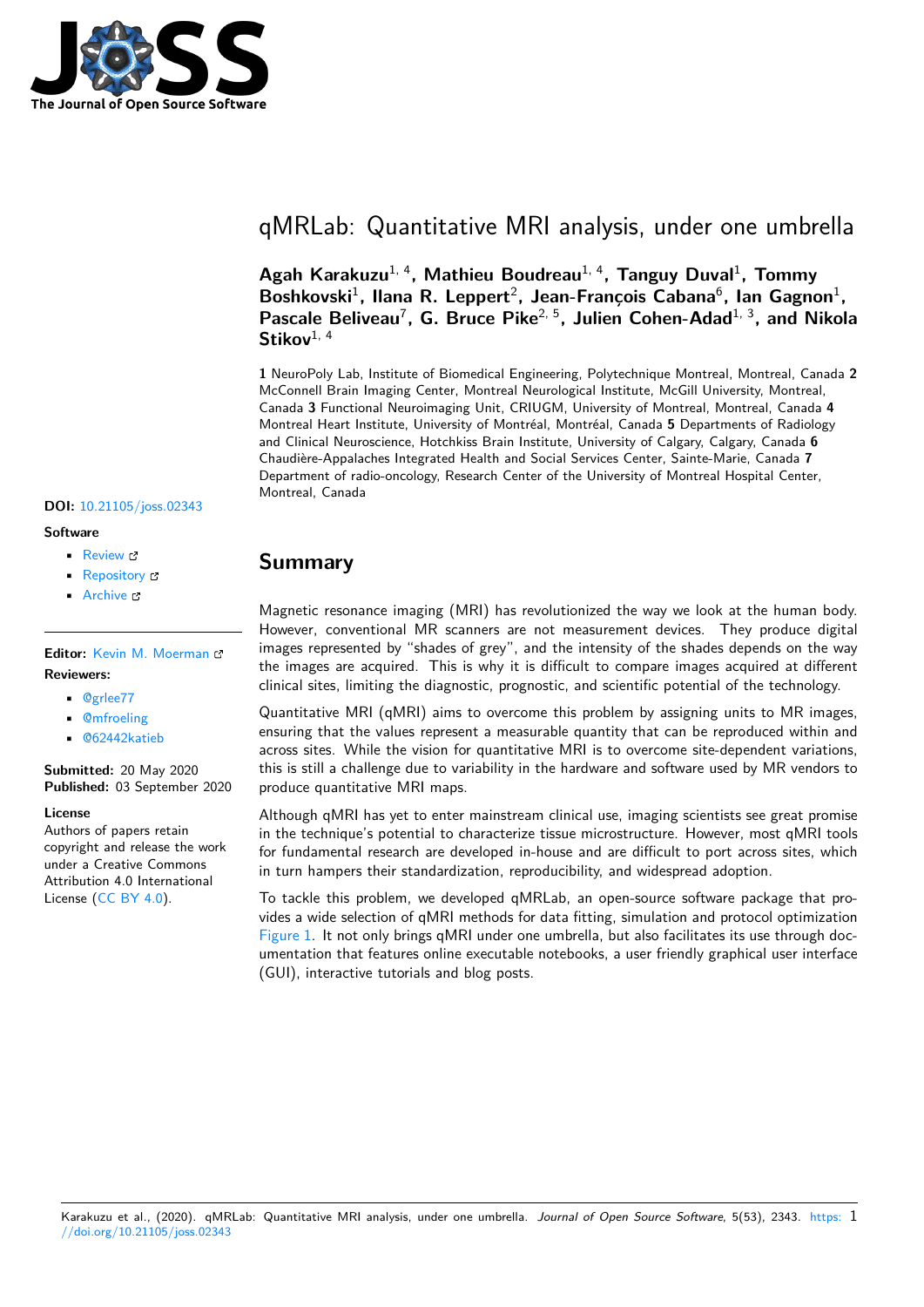# qMRLab: Quantitative MRI analysis, under one umbrella

**Agah Karakuzu**[1, 4], **Mathieu Boudreau**[1, 4], **Tanguy Duval**[1], **Tommy Boshkovski**[1], **Ilana R. Leppert**[2], **Jean-François Cabana**[6], **Ian Gagnon**[1], **Pascale Beliveau**[7], **G. Bruce Pike**[2, 5], **Julien Cohen-Adad**[1, 3], and **Nikola Stikov**[1, 4]

**1** NeuroPoly Lab, Institute of Biomedical Engineering, Polytechnique Montreal, Montreal, Canada **2** McConnell Brain Imaging Center, Montreal Neurological Institute, McGill University, Montreal, Canada **3** Functional Neuroimaging Unit, CRIUGM, University of Montreal, Montreal, Canada **4** Montreal Heart Institute, University of Montréal, Montréal, Canada **5** Departments of Radiology and Clinical Neuroscience, Hotchkiss Brain Institute, University of Calgary, Calgary, Canada **6** Chaudière-Appalaches Integrated Health and Social Services Center, Sainte-Marie, Canada **7** Department of radio-oncology, Research Center of the University of Montreal Hospital Center, Montreal, Canada

**DOI:** 10.21105/joss.02343

**Software**

- Review
- Repository
- Archive

**Editor:** Kevin M. Moerman

**Reviewers:**

- @grlee77
- @mfroeling
- @62442katieb

**Submitted:** 20 May 2020
**Published:** 03 September 2020

**License**
Authors of papers retain copyright and release the work under a Creative Commons Attribution 4.0 International License (CC BY 4.0).

## Summary

Magnetic resonance imaging (MRI) has revolutionized the way we look at the human body. However, conventional MR scanners are not measurement devices. They produce digital images represented by "shades of grey", and the intensity of the shades depends on the way the images are acquired. This is why it is difficult to compare images acquired at different clinical sites, limiting the diagnostic, prognostic, and scientific potential of the technology.

Quantitative MRI (qMRI) aims to overcome this problem by assigning units to MR images, ensuring that the values represent a measurable quantity that can be reproduced within and across sites. While the vision for quantitative MRI is to overcome site-dependent variations, this is still a challenge due to variability in the hardware and software used by MR vendors to produce quantitative MRI maps.

Although qMRI has yet to enter mainstream clinical use, imaging scientists see great promise in the technique's potential to characterize tissue microstructure. However, most qMRI tools for fundamental research are developed in-house and are difficult to port across sites, which in turn hampers their standardization, reproducibility, and widespread adoption.

To tackle this problem, we developed qMRLab, an open-source software package that provides a wide selection of qMRI methods for data fitting, simulation and protocol optimization Figure 1. It not only brings qMRI under one umbrella, but also facilitates its use through documentation that features online executable notebooks, a user friendly graphical user interface (GUI), interactive tutorials and blog posts.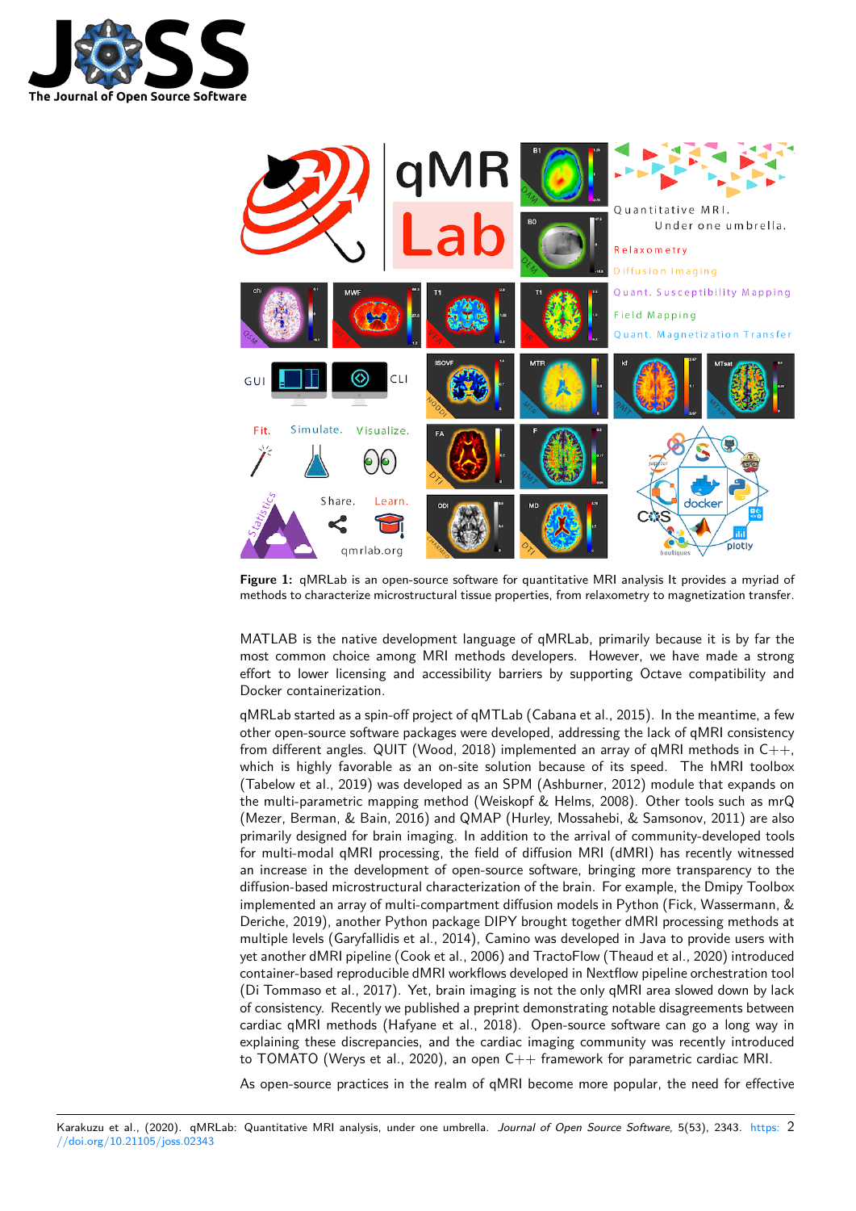Figure 1: qMRLab is an open-source software for quantitative MRI analysis It provides a myriad of methods to characterize microstructural tissue properties, from relaxometry to magnetization transfer.

MATLAB is the native development language of qMRLab, primarily because it is by far the most common choice among MRI methods developers. However, we have made a strong effort to lower licensing and accessibility barriers by supporting Octave compatibility and Docker containerization.

qMRLab started as a spin-off project of qMTLab (Cabana et al., 2015). In the meantime, a few other open-source software packages were developed, addressing the lack of qMRI consistency from different angles. QUIT (Wood, 2018) implemented an array of qMRI methods in C++, which is highly favorable as an on-site solution because of its speed. The hMRI toolbox (Tabelow et al., 2019) was developed as an SPM (Ashburner, 2012) module that expands on the multi-parametric mapping method (Weiskopf & Helms, 2008). Other tools such as mrQ (Mezer, Berman, & Bain, 2016) and QMAP (Hurley, Mossahebi, & Samsonov, 2011) are also primarily designed for brain imaging. In addition to the arrival of community-developed tools for multi-modal qMRI processing, the field of diffusion MRI (dMRI) has recently witnessed an increase in the development of open-source software, bringing more transparency to the diffusion-based microstructural characterization of the brain. For example, the Dmipy Toolbox implemented an array of multi-compartment diffusion models in Python (Fick, Wassermann, & Deriche, 2019), another Python package DIPY brought together dMRI processing methods at multiple levels (Garyfallidis et al., 2014), Camino was developed in Java to provide users with yet another dMRI pipeline (Cook et al., 2006) and TractoFlow (Theaud et al., 2020) introduced container-based reproducible dMRI workflows developed in Nextflow pipeline orchestration tool (Di Tommaso et al., 2017). Yet, brain imaging is not the only qMRI area slowed down by lack of consistency. Recently we published a preprint demonstrating notable disagreements between cardiac qMRI methods (Hafyane et al., 2018). Open-source software can go a long way in explaining these discrepancies, and the cardiac imaging community was recently introduced to TOMATO (Werys et al., 2020), an open C++ framework for parametric cardiac MRI.

As open-source practices in the realm of qMRI become more popular, the need for effective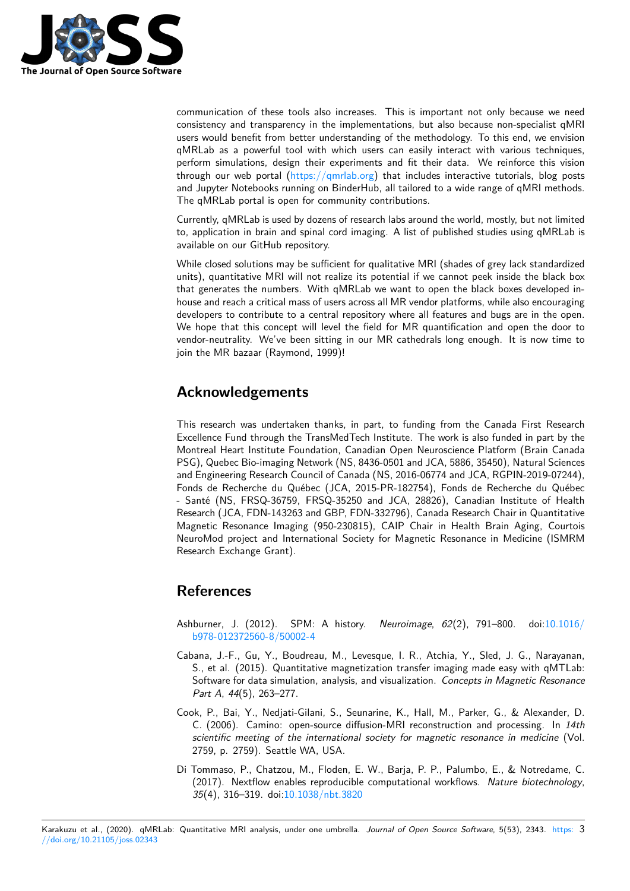communication of these tools also increases. This is important not only because we need consistency and transparency in the implementations, but also because non-specialist qMRI users would benefit from better understanding of the methodology. To this end, we envision qMRLab as a powerful tool with which users can easily interact with various techniques, perform simulations, design their experiments and fit their data. We reinforce this vision through our web portal (https://qmrlab.org) that includes interactive tutorials, blog posts and Jupyter Notebooks running on BinderHub, all tailored to a wide range of qMRI methods. The qMRLab portal is open for community contributions.

Currently, qMRLab is used by dozens of research labs around the world, mostly, but not limited to, application in brain and spinal cord imaging. A list of published studies using qMRLab is available on our GitHub repository.

While closed solutions may be sufficient for qualitative MRI (shades of grey lack standardized units), quantitative MRI will not realize its potential if we cannot peek inside the black box that generates the numbers. With qMRLab we want to open the black boxes developed in-house and reach a critical mass of users across all MR vendor platforms, while also encouraging developers to contribute to a central repository where all features and bugs are in the open. We hope that this concept will level the field for MR quantification and open the door to vendor-neutrality. We've been sitting in our MR cathedrals long enough. It is now time to join the MR bazaar (Raymond, 1999)!

# Acknowledgements

This research was undertaken thanks, in part, to funding from the Canada First Research Excellence Fund through the TransMedTech Institute. The work is also funded in part by the Montreal Heart Institute Foundation, Canadian Open Neuroscience Platform (Brain Canada PSG), Quebec Bio-imaging Network (NS, 8436-0501 and JCA, 5886, 35450), Natural Sciences and Engineering Research Council of Canada (NS, 2016-06774 and JCA, RGPIN-2019-07244), Fonds de Recherche du Québec (JCA, 2015-PR-182754), Fonds de Recherche du Québec - Santé (NS, FRSQ-36759, FRSQ-35250 and JCA, 28826), Canadian Institute of Health Research (JCA, FDN-143263 and GBP, FDN-332796), Canada Research Chair in Quantitative Magnetic Resonance Imaging (950-230815), CAIP Chair in Health Brain Aging, Courtois NeuroMod project and International Society for Magnetic Resonance in Medicine (ISMRM Research Exchange Grant).

# References

Ashburner, J. (2012). SPM: A history. *Neuroimage*, *62*(2), 791–800. doi:10.1016/b978-012372560-8/50002-4

Cabana, J.-F., Gu, Y., Boudreau, M., Levesque, I. R., Atchia, Y., Sled, J. G., Narayanan, S., et al. (2015). Quantitative magnetization transfer imaging made easy with qMTLab: Software for data simulation, analysis, and visualization. *Concepts in Magnetic Resonance Part A*, *44*(5), 263–277.

Cook, P., Bai, Y., Nedjati-Gilani, S., Seunarine, K., Hall, M., Parker, G., & Alexander, D. C. (2006). Camino: open-source diffusion-MRI reconstruction and processing. In *14th scientific meeting of the international society for magnetic resonance in medicine* (Vol. 2759, p. 2759). Seattle WA, USA.

Di Tommaso, P., Chatzou, M., Floden, E. W., Barja, P. P., Palumbo, E., & Notredame, C. (2017). Nextflow enables reproducible computational workflows. *Nature biotechnology*, *35*(4), 316–319. doi:10.1038/nbt.3820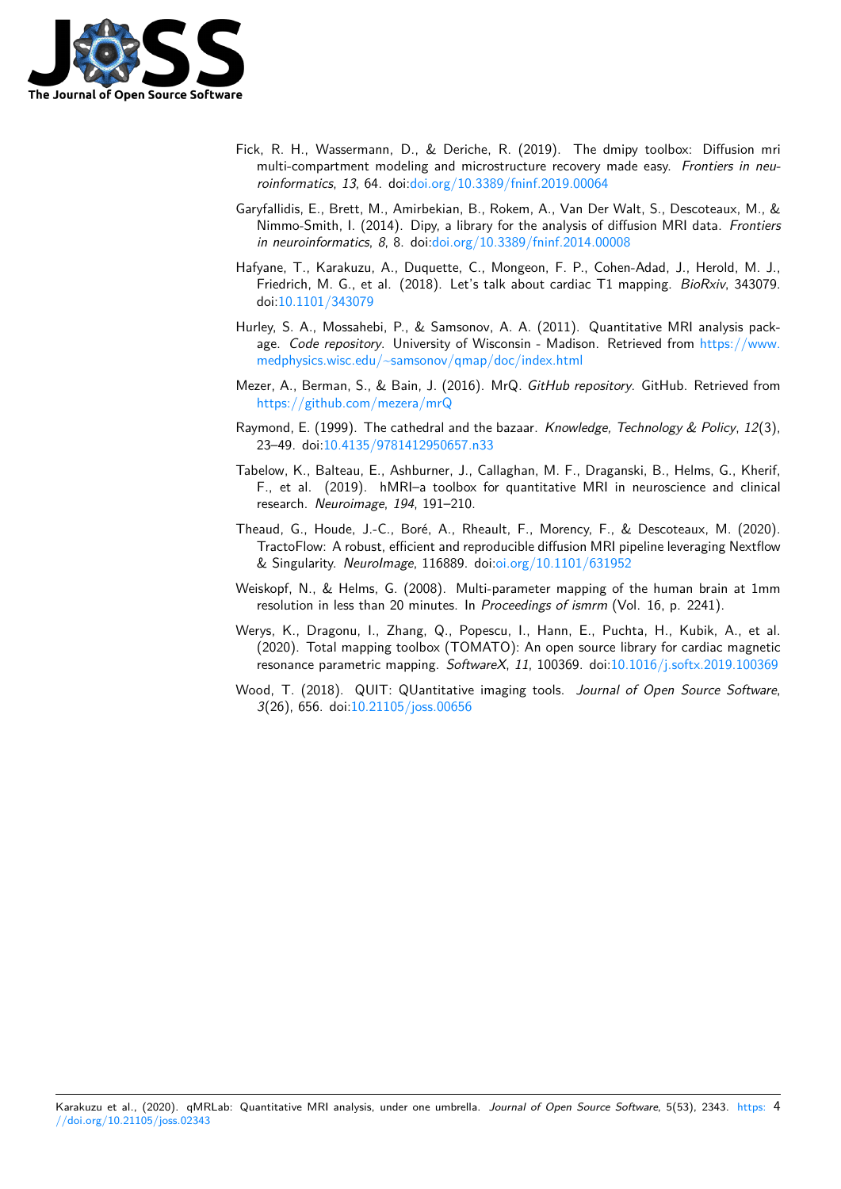Fick, R. H., Wassermann, D., & Deriche, R. (2019). The dmipy toolbox: Diffusion mri multi-compartment modeling and microstructure recovery made easy. *Frontiers in neuroinformatics*, *13*, 64. doi:doi.org/10.3389/fninf.2019.00064

Garyfallidis, E., Brett, M., Amirbekian, B., Rokem, A., Van Der Walt, S., Descoteaux, M., & Nimmo-Smith, I. (2014). Dipy, a library for the analysis of diffusion MRI data. *Frontiers in neuroinformatics*, *8*, 8. doi:doi.org/10.3389/fninf.2014.00008

Hafyane, T., Karakuzu, A., Duquette, C., Mongeon, F. P., Cohen-Adad, J., Herold, M. J., Friedrich, M. G., et al. (2018). Let's talk about cardiac T1 mapping. *BioRxiv*, 343079. doi:10.1101/343079

Hurley, S. A., Mossahebi, P., & Samsonov, A. A. (2011). Quantitative MRI analysis package. *Code repository*. University of Wisconsin - Madison. Retrieved from https://www.medphysics.wisc.edu/~samsonov/qmap/doc/index.html

Mezer, A., Berman, S., & Bain, J. (2016). MrQ. *GitHub repository*. GitHub. Retrieved from https://github.com/mezera/mrQ

Raymond, E. (1999). The cathedral and the bazaar. *Knowledge, Technology & Policy*, *12*(3), 23–49. doi:10.4135/9781412950657.n33

Tabelow, K., Balteau, E., Ashburner, J., Callaghan, M. F., Draganski, B., Helms, G., Kherif, F., et al. (2019). hMRI–a toolbox for quantitative MRI in neuroscience and clinical research. *Neuroimage*, *194*, 191–210.

Theaud, G., Houde, J.-C., Boré, A., Rheault, F., Morency, F., & Descoteaux, M. (2020). TractoFlow: A robust, efficient and reproducible diffusion MRI pipeline leveraging Nextflow & Singularity. *NeuroImage*, 116889. doi:oi.org/10.1101/631952

Weiskopf, N., & Helms, G. (2008). Multi-parameter mapping of the human brain at 1mm resolution in less than 20 minutes. In *Proceedings of ismrm* (Vol. 16, p. 2241).

Werys, K., Dragonu, I., Zhang, Q., Popescu, I., Hann, E., Puchta, H., Kubik, A., et al. (2020). Total mapping toolbox (TOMATO): An open source library for cardiac magnetic resonance parametric mapping. *SoftwareX*, *11*, 100369. doi:10.1016/j.softx.2019.100369

Wood, T. (2018). QUIT: QUantitative imaging tools. *Journal of Open Source Software*, *3*(26), 656. doi:10.21105/joss.00656